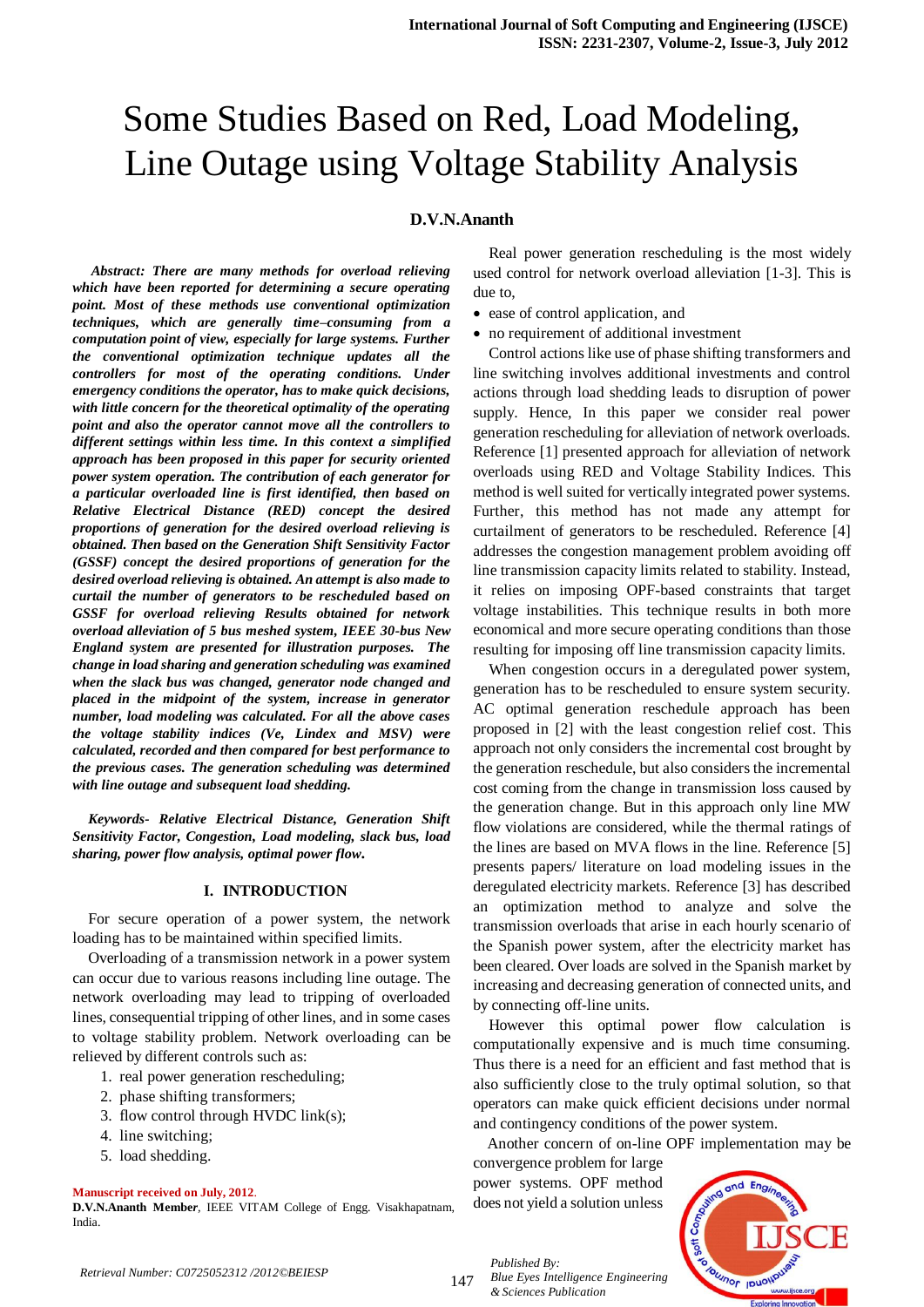# Some Studies Based on Red, Load Modeling, Line Outage using Voltage Stability Analysis

**D.V.N.Ananth**

***Abstract:*** ***There are many methods for overload relieving which have been reported for determining a secure operating point. Most of these methods use conventional optimization techniques, which are generally time–consuming from a computation point of view, especially for large systems. Further the conventional optimization technique updates all the controllers for most of the operating conditions. Under emergency conditions the operator, has to make quick decisions, with little concern for the theoretical optimality of the operating point and also the operator cannot move all the controllers to different settings within less time. In this context a simplified approach has been proposed in this paper for security oriented power system operation. The contribution of each generator for a particular overloaded line is first identified, then based on Relative Electrical Distance (RED) concept the desired proportions of generation for the desired overload relieving is obtained. Then based on the Generation Shift Sensitivity Factor (GSSF) concept the desired proportions of generation for the desired overload relieving is obtained. An attempt is also made to curtail the number of generators to be rescheduled based on GSSF for overload relieving Results obtained for network overload alleviation of 5 bus meshed system, IEEE 30-bus New England system are presented for illustration purposes. The change in load sharing and generation scheduling was examined when the slack bus was changed, generator node changed and placed in the midpoint of the system, increase in generator number, load modeling was calculated. For all the above cases the voltage stability indices (Ve, Lindex and MSV) were calculated, recorded and then compared for best performance to the previous cases. The generation scheduling was determined with line outage and subsequent load shedding.***

***Keywords-*** ***Relative Electrical Distance, Generation Shift Sensitivity Factor, Congestion, Load modeling, slack bus, load sharing, power flow analysis, optimal power flow.***

## I. INTRODUCTION

For secure operation of a power system, the network loading has to be maintained within specified limits.

Overloading of a transmission network in a power system can occur due to various reasons including line outage. The network overloading may lead to tripping of overloaded lines, consequential tripping of other lines, and in some cases to voltage stability problem. Network overloading can be relieved by different controls such as:

1. real power generation rescheduling;
2. phase shifting transformers;
3. flow control through HVDC link(s);
4. line switching;
5. load shedding.

Real power generation rescheduling is the most widely used control for network overload alleviation [1-3]. This is due to,

- ease of control application, and
- no requirement of additional investment

Control actions like use of phase shifting transformers and line switching involves additional investments and control actions through load shedding leads to disruption of power supply. Hence, In this paper we consider real power generation rescheduling for alleviation of network overloads. Reference [1] presented approach for alleviation of network overloads using RED and Voltage Stability Indices. This method is well suited for vertically integrated power systems. Further, this method has not made any attempt for curtailment of generators to be rescheduled. Reference [4] addresses the congestion management problem avoiding off line transmission capacity limits related to stability. Instead, it relies on imposing OPF-based constraints that target voltage instabilities. This technique results in both more economical and more secure operating conditions than those resulting for imposing off line transmission capacity limits.

When congestion occurs in a deregulated power system, generation has to be rescheduled to ensure system security. AC optimal generation reschedule approach has been proposed in [2] with the least congestion relief cost. This approach not only considers the incremental cost brought by the generation reschedule, but also considers the incremental cost coming from the change in transmission loss caused by the generation change. But in this approach only line MW flow violations are considered, while the thermal ratings of the lines are based on MVA flows in the line. Reference [5] presents papers/ literature on load modeling issues in the deregulated electricity markets. Reference [3] has described an optimization method to analyze and solve the transmission overloads that arise in each hourly scenario of the Spanish power system, after the electricity market has been cleared. Over loads are solved in the Spanish market by increasing and decreasing generation of connected units, and by connecting off-line units.

However this optimal power flow calculation is computationally expensive and is much time consuming. Thus there is a need for an efficient and fast method that is also sufficiently close to the truly optimal solution, so that operators can make quick efficient decisions under normal and contingency conditions of the power system.

Another concern of on-line OPF implementation may be convergence problem for large power systems. OPF method does not yield a solution unless

**Manuscript received on July, 2012**.

**D.V.N.Ananth Member**, IEEE VITAM College of Engg. Visakhapatnam, India.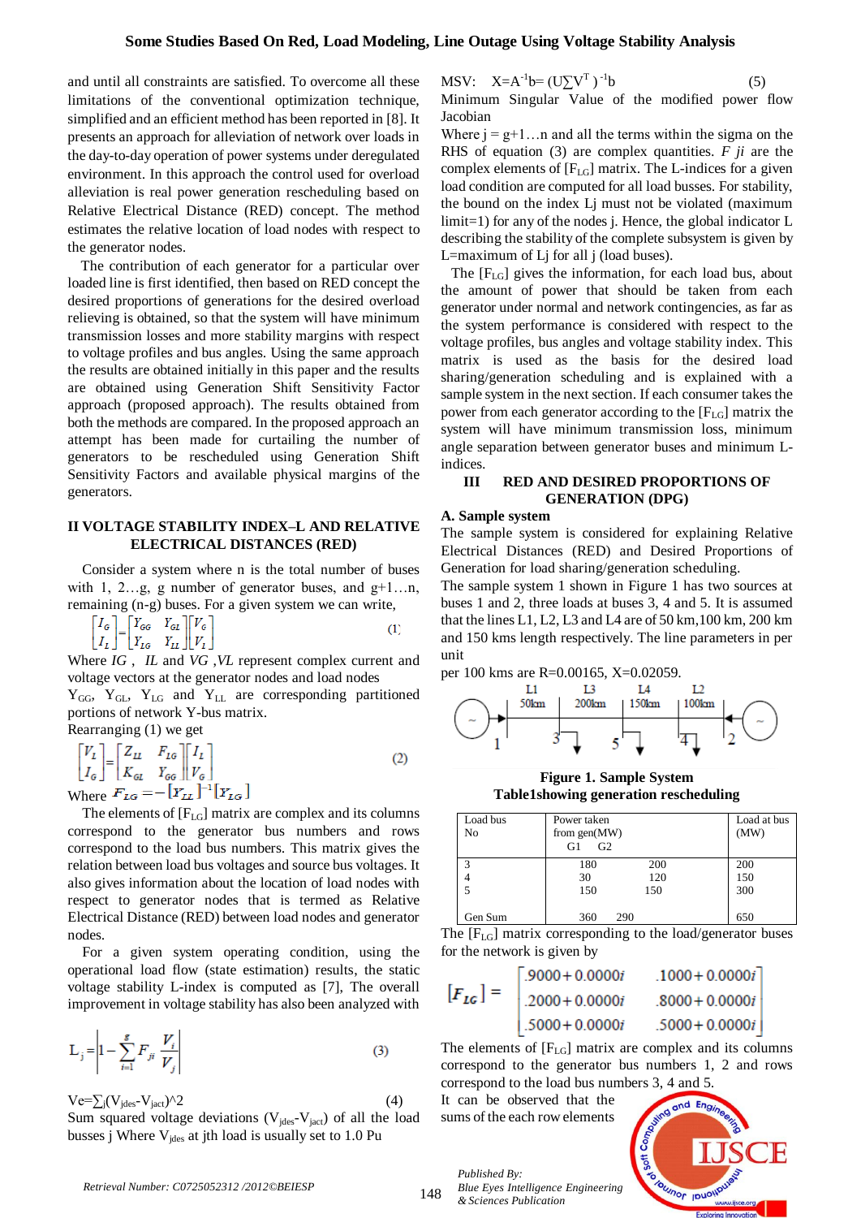and until all constraints are satisfied. To overcome all these limitations of the conventional optimization technique, simplified and an efficient method has been reported in [8]. It presents an approach for alleviation of network over loads in the day-to-day operation of power systems under deregulated environment. In this approach the control used for overload alleviation is real power generation rescheduling based on Relative Electrical Distance (RED) concept. The method estimates the relative location of load nodes with respect to the generator nodes.

The contribution of each generator for a particular over loaded line is first identified, then based on RED concept the desired proportions of generations for the desired overload relieving is obtained, so that the system will have minimum transmission losses and more stability margins with respect to voltage profiles and bus angles. Using the same approach the results are obtained initially in this paper and the results are obtained using Generation Shift Sensitivity Factor approach (proposed approach). The results obtained from both the methods are compared. In the proposed approach an attempt has been made for curtailing the number of generators to be rescheduled using Generation Shift Sensitivity Factors and available physical margins of the generators.

## II VOLTAGE STABILITY INDEX–L AND RELATIVE ELECTRICAL DISTANCES (RED)

Consider a system where n is the total number of buses with 1, 2…g, g number of generator buses, and g+1…n, remaining (n-g) buses. For a given system we can write,

$$\begin{bmatrix} I_G \\ I_L \end{bmatrix} = \begin{bmatrix} Y_{GG} & Y_{GL} \\ Y_{LG} & Y_{LL} \end{bmatrix} \begin{bmatrix} V_G \\ V_L \end{bmatrix} \quad (1)$$

Where $IG$ , $IL$ and $VG$ ,$VL$ represent complex current and voltage vectors at the generator nodes and load nodes $Y_{GG}$, $Y_{GL}$, $Y_{LG}$ and $Y_{LL}$ are corresponding partitioned portions of network Y-bus matrix.

Rearranging (1) we get

$$\begin{bmatrix} V_L \\ I_G \end{bmatrix} = \begin{bmatrix} Z_{LL} & F_{LG} \\ K_{GL} & Y_{GG} \end{bmatrix} \begin{bmatrix} I_L \\ V_G \end{bmatrix} \quad (2)$$

Where $F_{LG} = -[Y_{LL}]^{-1}[Y_{LG}]$

The elements of $[F_{LG}]$ matrix are complex and its columns correspond to the generator bus numbers and rows correspond to the load bus numbers. This matrix gives the relation between load bus voltages and source bus voltages. It also gives information about the location of load nodes with respect to generator nodes that is termed as Relative Electrical Distance (RED) between load nodes and generator nodes.

For a given system operating condition, using the operational load flow (state estimation) results, the static voltage stability L-index is computed as [7], The overall improvement in voltage stability has also been analyzed with

$$L_j = \left| 1 - \sum_{i=1}^{g} F_{ji} \frac{V_i}{V_j} \right| \quad (3)$$

$$Ve = \sum_j (V_{jdes} - V_{jact})^2 \quad (4)$$

Sum squared voltage deviations ($V_{jdes}$-$V_{jact}$) of all the load busses j Where $V_{jdes}$ at jth load is usually set to 1.0 Pu

MSV: $X = A^{-1}b = (U\sum V^T)^{-1}b$ (5)

Minimum Singular Value of the modified power flow Jacobian

Where j = g+1…n and all the terms within the sigma on the RHS of equation (3) are complex quantities. $F_{ji}$ are the complex elements of $[F_{LG}]$ matrix. The L-indices for a given load condition are computed for all load busses. For stability, the bound on the index Lj must not be violated (maximum limit=1) for any of the nodes j. Hence, the global indicator L describing the stability of the complete subsystem is given by L=maximum of Lj for all j (load buses).

The $[F_{LG}]$ gives the information, for each load bus, about the amount of power that should be taken from each generator under normal and network contingencies, as far as the system performance is considered with respect to the voltage profiles, bus angles and voltage stability index. This matrix is used as the basis for the desired load sharing/generation scheduling and is explained with a sample system in the next section. If each consumer takes the power from each generator according to the $[F_{LG}]$ matrix the system will have minimum transmission loss, minimum angle separation between generator buses and minimum L-indices.

## III RED AND DESIRED PROPORTIONS OF GENERATION (DPG)

### A. Sample system

The sample system is considered for explaining Relative Electrical Distances (RED) and Desired Proportions of Generation for load sharing/generation scheduling.

The sample system 1 shown in Figure 1 has two sources at buses 1 and 2, three loads at buses 3, 4 and 5. It is assumed that the lines L1, L3 and L4 are of 50 km,100 km, 200 km and 150 kms length respectively. The line parameters in per unit per 100 kms are R=0.00165, X=0.02059.

L1 50km
L3 200km
L4 150km
L2 100km
1 3 5 4 2

Figure 1. Sample System

Table1showing generation rescheduling

| Load bus No | Power taken from gen(MW) G1 | G2 | Load at bus (MW) |
|---|---|---|---|
| 3 | 180 | 200 | 200 |
| 4 | 30 | 120 | 150 |
| 5 | 150 | 150 | 300 |
| Gen Sum | 360 | 290 | 650 |

The $[F_{LG}]$ matrix corresponding to the load/generator buses for the network is given by

$$[F_{LG}] = \begin{bmatrix} .9000 + 0.0000i & .1000 + 0.0000i \\ .2000 + 0.0000i & .8000 + 0.0000i \\ .5000 + 0.0000i & .5000 + 0.0000i \end{bmatrix}$$

The elements of $[F_{LG}]$ matrix are complex and its columns correspond to the generator bus numbers 1, 2 and rows correspond to the load bus numbers 3, 4 and 5.

It can be observed that the sums of the each row elements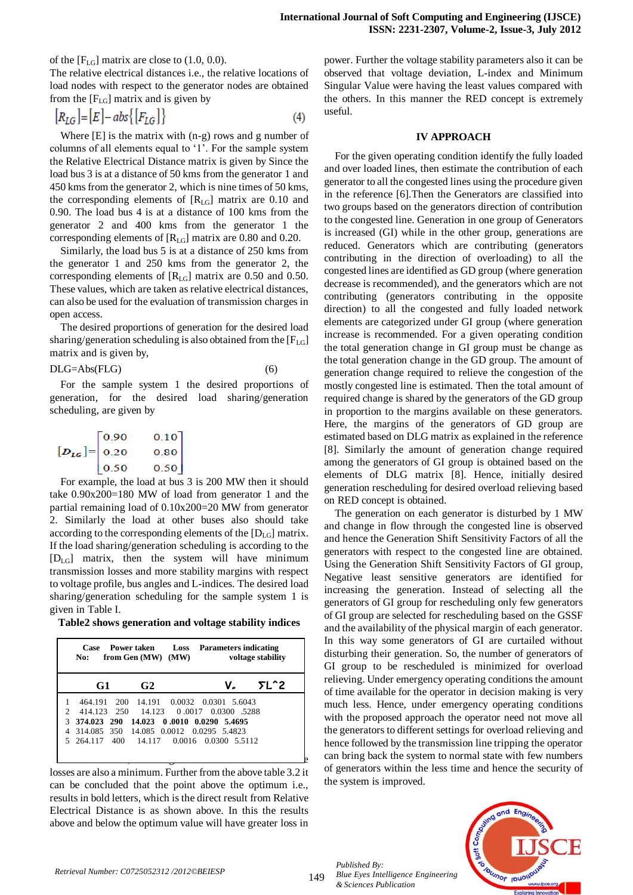of the [$F_{LG}$] matrix are close to (1.0, 0.0).

The relative electrical distances i.e., the relative locations of load nodes with respect to the generator nodes are obtained from the [$F_{LG}$] matrix and is given by

$$[R_{LG}] = [E] - abs\{[F_{LG}]\} \quad (4)$$

Where [E] is the matrix with (n-g) rows and g number of columns of all elements equal to '1'. For the sample system the Relative Electrical Distance matrix is given by Since the load bus 3 is at a distance of 50 kms from the generator 1 and 450 kms from the generator 2, which is nine times of 50 kms, the corresponding elements of [$R_{LG}$] matrix are 0.10 and 0.90. The load bus 4 is at a distance of 100 kms from the generator 2 and 400 kms from the generator 1 the corresponding elements of [$R_{LG}$] matrix are 0.80 and 0.20.

Similarly, the load bus 5 is at a distance of 250 kms from the generator 1 and 250 kms from the generator 2, the corresponding elements of [$R_{LG}$] matrix are 0.50 and 0.50. These values, which are taken as relative electrical distances, can also be used for the evaluation of transmission charges in open access.

The desired proportions of generation for the desired load sharing/generation scheduling is also obtained from the [$F_{LG}$] matrix and is given by,

DLG=Abs(FLG) (6)

For the sample system 1 the desired proportions of generation, for the desired load sharing/generation scheduling, are given by

$$[D_{LG}] = \begin{bmatrix} 0.90 & 0.10 \\ 0.20 & 0.80 \\ 0.50 & 0.50 \end{bmatrix}$$

For example, the load at bus 3 is 200 MW then it should take 0.90x200=180 MW of load from generator 1 and the partial remaining load of 0.10x200=20 MW from generator 2. Similarly the load at other buses also should take according to the corresponding elements of the [$D_{LG}$] matrix. If the load sharing/generation scheduling is according to the [$D_{LG}$] matrix, then the system will have minimum transmission losses and more stability margins with respect to voltage profile, bus angles and L-indices. The desired load sharing/generation scheduling for the sample system 1 is given in Table I.

**Table2 shows generation and voltage stability indices**

| Case No: | Power taken from Gen (MW) G1 | G2 | Loss (MW) | Parameters indicating voltage stability $V_d$ | $\Sigma L^2$ |
|---|---|---|---|---|---|
| 1 | 464.191 | 200 | 14.191 | 0.0032 0.0301 | 5.6043 |
| 2 | 414.123 | 250 | 14.123 | 0 .0017 0.0300 | .5288 |
| **3** | **374.023** | **290** | **14.023** | **0 .0010 0.0290** | **5.4695** |
| 4 | 314.085 | 350 | 14.085 | 0.0012 0.0295 | 5.4823 |
| 5 | 264.117 | 400 | 14.117 | 0.0016 0.0300 | 5.5112 |

losses are also a minimum. Further from the above table 3.2 it can be concluded that the point above the optimum i.e., results in bold letters, which is the direct result from Relative Electrical Distance is as shown above. In this the results above and below the optimum value will have greater loss in power. Further the voltage stability parameters also it can be observed that voltage deviation, L-index and Minimum Singular Value were having the least values compared with the others. In this manner the RED concept is extremely useful.

## IV APPROACH

For the given operating condition identify the fully loaded and over loaded lines, then estimate the contribution of each generator to all the congested lines using the procedure given in the reference [6].Then the Generators are classified into two groups based on the generators direction of contribution to the congested line. Generation in one group of Generators is increased (GI) while in the other group, generations are reduced. Generators which are contributing (generators contributing in the direction of overloading) to all the congested lines are identified as GD group (where generation decrease is recommended), and the generators which are not contributing (generators contributing in the opposite direction) to all the congested and fully loaded network elements are categorized under GI group (where generation increase is recommended. For a given operating condition the total generation change in GI group must be change as the total generation change in the GD group. The amount of generation change required to relieve the congestion of the mostly congested line is estimated. Then the total amount of required change is shared by the generators of the GD group in proportion to the margins available on these generators. Here, the margins of the generators of GD group are estimated based on DLG matrix as explained in the reference [8]. Similarly the amount of generation change required among the generators of GI group is obtained based on the elements of DLG matrix [8]. Hence, initially desired generation rescheduling for desired overload relieving based on RED concept is obtained.

The generation on each generator is disturbed by 1 MW and change in flow through the congested line is observed and hence the Generation Shift Sensitivity Factors of all the generators with respect to the congested line are obtained. Using the Generation Shift Sensitivity Factors of GI group, Negative least sensitive generators are identified for increasing the generation. Instead of selecting all the generators of GI group for rescheduling only few generators of GI group are selected for rescheduling based on the GSSF and the availability of the physical margin of each generator. In this way some generators of GI are curtailed without disturbing their generation. So, the number of generators of GI group to be rescheduled is minimized for overload relieving. Under emergency operating conditions the amount of time available for the operator in decision making is very much less. Hence, under emergency operating conditions with the proposed approach the operator need not move all the generators to different settings for overload relieving and hence followed by the transmission line tripping the operator can bring back the system to normal state with few numbers of generators within the less time and hence the security of the system is improved.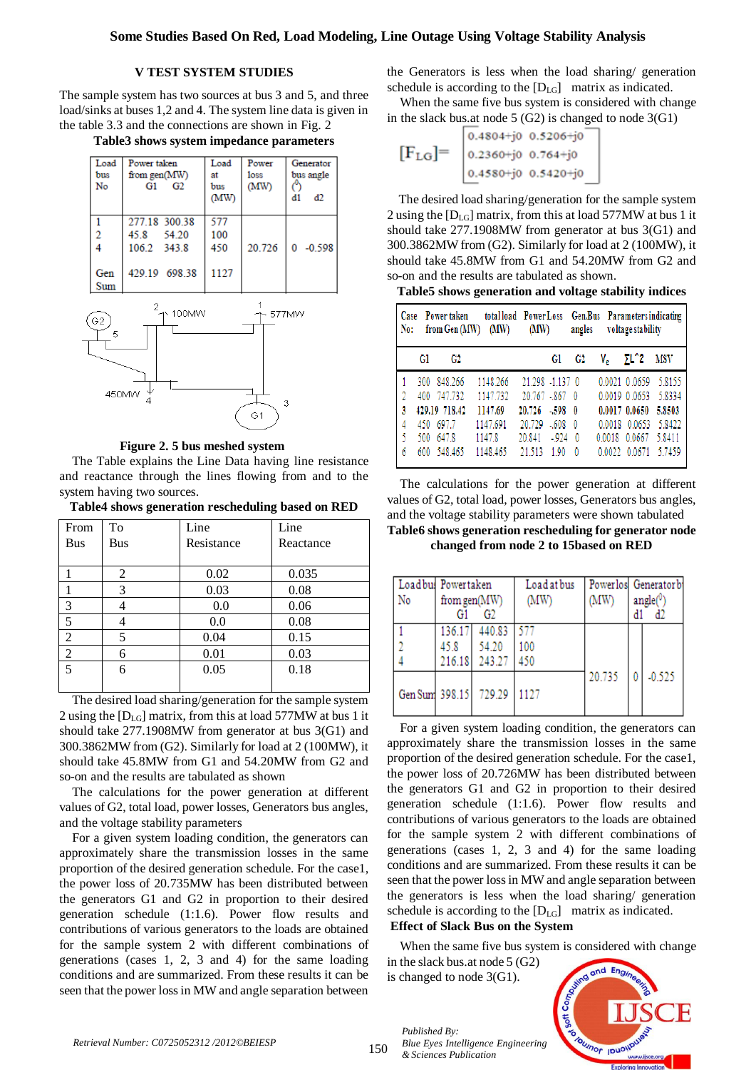## V TEST SYSTEM STUDIES

The sample system has two sources at bus 3 and 5, and three load/sinks at buses 1,2 and 4. The system line data is given in the table 3.3 and the connections are shown in Fig. 2

**Table3 shows system impedance parameters**

| Load bus No | Power taken from gen(MW) G1 | G2 | Load at bus (MW) | Power loss (MW) | Generator bus angle (°) d1 | d2 |
|---|---|---|---|---|---|---|
| 1 | 277.18 | 300.38 | 577 | | | |
| 2 | 45.8 | 54.20 | 100 | | | |
| 4 | 106.2 | 343.8 | 450 | 20.726 | 0 | -0.598 |
| Gen Sum | 429.19 | 698.38 | 1127 | | | |

G2
5
2
100MW
1
577MW
450MW
4
3
G1

**Figure 2. 5 bus meshed system**

The Table explains the Line Data having line resistance and reactance through the lines flowing from and to the system having two sources.

**Table4 shows generation rescheduling based on RED**

| From Bus | To Bus | Line Resistance | Line Reactance |
|---|---|---|---|
| 1 | 2 | 0.02 | 0.035 |
| 1 | 3 | 0.03 | 0.08 |
| 3 | 4 | 0.0 | 0.06 |
| 5 | 4 | 0.0 | 0.08 |
| 2 | 5 | 0.04 | 0.15 |
| 2 | 6 | 0.01 | 0.03 |
| 5 | 6 | 0.05 | 0.18 |

The desired load sharing/generation for the sample system 2 using the [$D_{LG}$] matrix, from this at load 577MW at bus 1 it should take 277.1908MW from generator at bus 3(G1) and 300.3862MW from (G2). Similarly for load at 2 (100MW), it should take 45.8MW from G1 and 54.20MW from G2 and so-on and the results are tabulated as shown

The calculations for the power generation at different values of G2, total load, power losses, Generators bus angles, and the voltage stability parameters

For a given system loading condition, the generators can approximately share the transmission losses in the same proportion of the desired generation schedule. For the case1, the power loss of 20.735MW has been distributed between the generators G1 and G2 in proportion to their desired generation schedule (1:1.6). Power flow results and contributions of various generators to the loads are obtained for the sample system 2 with different combinations of generations (cases 1, 2, 3 and 4) for the same loading conditions and are summarized. From these results it can be seen that the power loss in MW and angle separation between the Generators is less when the load sharing/ generation schedule is according to the [$D_{LG}$] matrix as indicated.

When the same five bus system is considered with change in the slack bus.at node 5 (G2) is changed to node 3(G1)

$$[F_{LG}] = \begin{bmatrix} 0.4804+j0 & 0.5206+j0 \\ 0.2360+j0 & 0.764+j0 \\ 0.4580+j0 & 0.5420+j0 \end{bmatrix}$$

The desired load sharing/generation for the sample system 2 using the [$D_{LG}$] matrix, from this at load 577MW at bus 1 it should take 277.1908MW from generator at bus 3(G1) and 300.3862MW from (G2). Similarly for load at 2 (100MW), it should take 45.8MW from G1 and 54.20MW from G2 and so-on and the results are tabulated as shown.

**Table5 shows generation and voltage stability indices**

| Case No: | Power taken from Gen (MW) G1 | G2 | total load (MW) | Power Loss (MW) | Gen.Bus angles G1 | G2 | Parameters indicating voltage stability $V_g$ | $\sum L^2$ | MSV |
|---|---|---|---|---|---|---|---|---|---|
| 1 | 300 | 848.266 | 1148.266 | 21.298 | -1.137 | 0 | 0.0021 | 0.0659 | 5.8155 |
| 2 | 400 | 747.732 | 1147.732 | 20.767 | -.867 | 0 | 0.0019 | 0.0653 | 5.8334 |
| **3** | **429.19** | **718.42** | **1147.69** | **20.726** | **-.598** | **0** | **0.0017** | **0.0650** | **5.8503** |
| 4 | 450 | 697.7 | 1147.691 | 20.729 | -.608 | 0 | 0.0018 | 0.0653 | 5.8422 |
| 5 | 500 | 647.8 | 1147.8 | 20.841 | -.924 | 0 | 0.0018 | 0.0657 | 5.8411 |
| 6 | 600 | 548.465 | 1148.465 | 21.513 | 1.90 | 0 | 0.0022 | 0.0671 | 5.7459 |

The calculations for the power generation at different values of G2, total load, power losses, Generators bus angles, and the voltage stability parameters were shown tabulated

**Table6 shows generation rescheduling for generator node changed from node 2 to 15based on RED**

| Load bus No | Power taken from gen(MW) G1 | G2 | Load at bus (MW) | Power loss (MW) | Generator bus angle(°) d1 | d2 |
|---|---|---|---|---|---|---|
| 1 | 136.17 | 440.83 | 577 | | | |
| 2 | 45.8 | 54.20 | 100 | | | |
| 4 | 216.18 | 243.27 | 450 | 20.735 | 0 | -0.525 |
| Gen Sum | 398.15 | 729.29 | 1127 | | | |

For a given system loading condition, the generators can approximately share the transmission losses in the same proportion of the desired generation schedule. For the case1, the power loss of 20.726MW has been distributed between the generators G1 and G2 in proportion to their desired generation schedule (1:1.6). Power flow results and contributions of various generators to the loads are obtained for the sample system 2 with different combinations of generations (cases 1, 2, 3 and 4) for the same loading conditions and are summarized. From these results it can be seen that the power loss in MW and angle separation between the generators is less when the load sharing/ generation schedule is according to the [$D_{LG}$] matrix as indicated.

**Effect of Slack Bus on the System**

When the same five bus system is considered with change in the slack bus.at node 5 (G2) is changed to node 3(G1).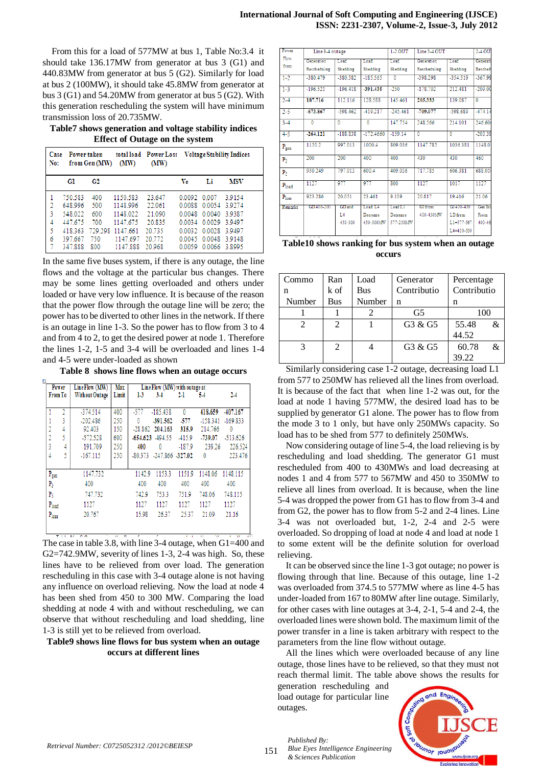From this for a load of 577MW at bus 1, Table No:3.4 it should take 136.17MW from generator at bus 3 (G1) and 440.83MW from generator at bus 5 (G2). Similarly for load at bus 2 (100MW), it should take 45.8MW from generator at bus 3 (G1) and 54.20MW from generator at bus 5 (G2). With this generation rescheduling the system will have minimum transmission loss of 20.735MW.

**Table7 shows generation and voltage stability indices Effect of Outage on the system**

| Case No: | Power taken from Gen (MW) | | total load (MW) | Power Loss (MW) | Voltage Stability Indices | | |
|---|---|---|---|---|---|---|---|
| | G1 | G2 | | | Ve | Li | MSV |
| 1 | 750.583 | 400 | 1150.583 | 23.647 | 0.0092 | 0.007 | 3.9154 |
| 2 | 648.996 | 500 | 1148.996 | 22.061 | 0.0088 | 0.0054 | 3.9274 |
| 3 | 548.022 | 600 | 1148.022 | 21.090 | 0.0048 | 0.0040 | 3.9387 |
| 4 | 447.675 | 700 | 1147.675 | 20.835 | 0.0034 | 0.0029 | 3.9497 |
| 5 | 418.363 | 729.298 | 1147.661 | 20.735 | 0.0032 | 0.0028 | 3.9497 |
| 6 | 397.667 | 750 | 1147.697 | 20.772 | 0.0045 | 0.0048 | 3.9148 |
| 7 | 347.888 | 800 | 1147.888 | 20.968 | 0.0059 | 0.0066 | 3.8995 |

In the same five buses system, if there is any outage, the line flows and the voltage at the particular bus changes. There may be some lines getting overloaded and others under loaded or have very low influence. It is because of the reason that the power flow through the outage line will be zero; the power has to be diverted to other lines in the network. If there is an outage in line 1-3. So the power has to flow from 3 to 4 and from 4 to 2, to get the desired power at node 1. Therefore the lines 1-2, 1-5 and 3-4 will be overloaded and lines 1-4 and 4-5 were under-loaded as shown

**Table 8 shows line flows when an outage occurs**

| Power From | To | Line Flow (MW) Without Outage | Max Limit | Line Flow (MW) with outage at 1-3 | 3-4 | 2-1 | 5-4 | 2-4 |
|---|---|---|---|---|---|---|---|---|
| 1 | 2 | -374.514 | 400 | -577 | -185.438 | 0 | **418.659** | **-407.167** |
| 1 | 3 | -202.486 | 250 | 0 | **-391.562** | **-577** | -158.341 | -169.833 |
| 2 | 4 | 92.403 | 150 | -28.862 | **204.163** | **315.9** | 214.766 | 0 |
| 2 | 5 | -572.528 | 600 | **-654.623** | -494.55 | -415.9 | **-739.07** | -513.626 |
| 3 | 4 | 191.709 | 250 | **400** | 0 | -187.9 | 239.26 | 226.524 |
| 4 | 5 | -167.115 | 250 | -80.373 | -247.866 | **-327.02** | 0 | 223.476 |
| $P_{gen}$ | | 1147.732 | | 1142.9 | 1153.3 | 1151.9 | 1148.06 | 1148.115 |
| $P_3$ | | 400 | | 400 | 400 | 400 | 400 | 400 |
| $P_5$ | | 747.732 | | 742.9 | 753.3 | 751.9 | 748.06 | 748.115 |
| $P_{load}$ | | 1127 | | 1127 | 1127 | 1127 | 1127 | 1127 |
| $P_{loss}$ | | 20.767 | | 15.98 | 26.37 | 25.37 | 21.09 | 21.16 |

The case in table 3.8, with line 3-4 outage, when G1=400 and G2=742.9MW, severity of lines 1-3, 2-4 was high. So, these lines have to be relieved from over load. The generation rescheduling in this case with 3-4 outage alone is not having any influence on overload relieving. Now the load at node 4 has been shed from 450 to 300 MW. Comparing the load shedding at node 4 with and without rescheduling, we can observe that without rescheduling and load shedding, line 1-3 is still yet to be relieved from overload.

**Table9 shows line flows for bus system when an outage occurs at different lines**

| Power Flow from | Line 3-4 outage Generation Rescheduling | Load Shedding | Load Shedding | 1-2 OUT Load Shedding | Line 5-4 OUT Generation Rescheduling | Load Shedding | 2-4 OU Generati Resched |
|---|---|---|---|---|---|---|---|
| 1-2 | -380.479 | -380.582 | -185.565 | 0 | -398.298 | -354.519 | -367.99 |
| 1-3 | -196.521 | -196.418 | **-391.435** | -250 | -178.702 | 212.481 | -209.00 |
| 2-4 | **187.716** | 112.116 | 128.588 | 145.461 | **205.333** | 139.087 | 0 |
| 2-5 | **-673.867** | -598.462 | -419.217 | -245.461 | **-709.077** | -598.689 | -474.14 |
| 3-4 | 0 | 0 | 0 | 147.754 | 248.566 | 214.101 | 246.60 |
| 4-5 | **-264.121** | -188.838 | -172.4660 | -159.14 | 0 | 0 | -203.39 |
| $P_{gen}$ | 1150.2 | 997.013 | 1000.4 | 809.036 | 1147.785 | 1036.381 | 1148.0 |
| $P_3$ | 200 | 200 | 400 | 400 | 430 | 430 | 460 |
| $P_5$ | 950.249 | 797.013 | 600.4 | 409.036 | 717.785 | 606.381 | 688.01 |
| $P_{load}$ | 1127 | 977 | 977 | 800 | 1127 | 1017 | 1127 |
| $P_{loss}$ | 923.286 | 20.051 | 23.461 | 9.109 | 20.817 | 19.416 | 21.06 |
| Remarks | GD 400-200 | GD and L4 450-300 | Load L4 Decrease 450-300MW | Load L1 Decrease 577-250MW | G1 from 400-430MW | G1 400-430 LD from L1=577-567 L4=450-350 | Gen Inc From 400-46 |

**Table10 shows ranking for bus system when an outage occurs**

| Common Number | Rank of Bus | Load Bus Number | Generator Contribution | Percentage Contribution |
|---|---|---|---|---|
| 1 | 1 | 2 | G5 | 100 |
| 2 | 2 | 1 | G3 & G5 | 55.48 & 44.52 |
| 3 | 2 | 4 | G3 & G5 | 60.78 & 39.22 |

Similarly considering case 1-2 outage, decreasing load L1 from 577 to 250MW has relieved all the lines from overload. It is because of the fact that when line 1-2 was out, for the load at node 1 having 577MW, the desired load has to be supplied by generator G1 alone. The power has to flow from the mode 3 to 1 only, but have only 250MWs capacity. So load has to be shed from 577 to definitely 250MWs.

Now considering outage of line 5-4, the load relieving is by rescheduling and load shedding. The generator G1 must rescheduled from 400 to 430MWs and load decreasing at nodes 1 and 4 from 577 to 567MW and 450 to 350MW to relieve all lines from overload. It is because, when the line 5-4 was dropped the power from G1 has to flow from 3-4 and from G2, the power has to flow from 5-2 and 2-4 lines. Line 3-4 was not overloaded but, 1-2, 2-4 and 2-5 were overloaded. So dropping of load at node 4 and load at node 1 to some extent will be the definite solution for overload relieving.

It can be observed since the line 1-3 got outage; no power is flowing through that line. Because of this outage, line 1-2 was overloaded from 374.5 to 577MW where as line 4-5 has under-loaded from 167 to 80MW after line outage. Similarly, for other cases with line outages at 3-4, 2-1, 5-4 and 2-4, the overloaded lines were shown bold. The maximum limit of the power transfer in a line is taken arbitrary with respect to the parameters from the line flow without outage.

All the lines which were overloaded because of any line outage, those lines have to be relieved, so that they must not reach thermal limit. The table above shows the results for generation rescheduling and load outage for particular line outages.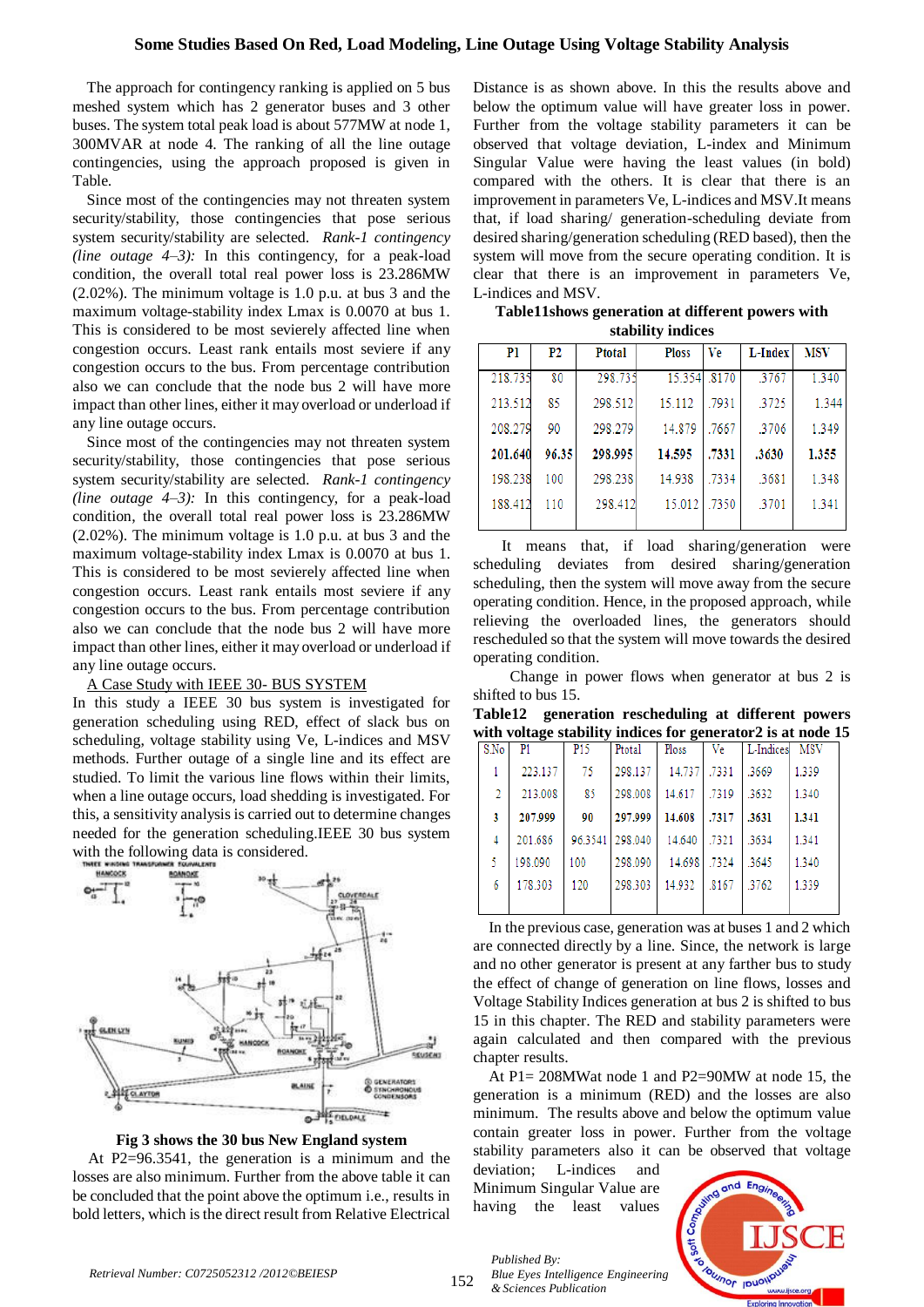The approach for contingency ranking is applied on 5 bus meshed system which has 2 generator buses and 3 other buses. The system total peak load is about 577MW at node 1, 300MVAR at node 4. The ranking of all the line outage contingencies, using the approach proposed is given in Table.

Since most of the contingencies may not threaten system security/stability, those contingencies that pose serious system security/stability are selected. *Rank-1 contingency (line outage 4–3):* In this contingency, for a peak-load condition, the overall total real power loss is 23.286MW (2.02%). The minimum voltage is 1.0 p.u. at bus 3 and the maximum voltage-stability index Lmax is 0.0070 at bus 1. This is considered to be most severely affected line when congestion occurs. Least rank entails most seviere if any congestion occurs to the bus. From percentage contribution also we can conclude that the node bus 2 will have more impact than other lines, either it may overload or underload if any line outage occurs.

Since most of the contingencies may not threaten system security/stability, those contingencies that pose serious system security/stability are selected. *Rank-1 contingency (line outage 4–3):* In this contingency, for a peak-load condition, the overall total real power loss is 23.286MW (2.02%). The minimum voltage is 1.0 p.u. at bus 3 and the maximum voltage-stability index Lmax is 0.0070 at bus 1. This is considered to be most severely affected line when congestion occurs. Least rank entails most seviere if any congestion occurs to the bus. From percentage contribution also we can conclude that the node bus 2 will have more impact than other lines, either it may overload or underload if any line outage occurs.

A Case Study with IEEE 30- BUS SYSTEM

In this study a IEEE 30 bus system is investigated for generation scheduling using RED, effect of slack bus on scheduling, voltage stability using Ve, L-indices and MSV methods. Further outage of a single line and its effect are studied. To limit the various line flows within their limits, when a line outage occurs, load shedding is investigated. For this, a sensitivity analysis is carried out to determine changes needed for the generation scheduling.IEEE 30 bus system with the following data is considered.

THREE WINDING TRANSFORMER EQUIVALENTS
HANCOCK
ROANOKE
CLOVERDALE
GLEN LYN
KUMIS
HANCOCK
ROANOKE
REUSENS
BLAINE
CLAYTON
FIELDALE
GENERATORS
SYNCHRONOUS CONDENSORS

**Fig 3 shows the 30 bus New England system**

At P2=96.3541, the generation is a minimum and the losses are also minimum. Further from the above table it can be concluded that the point above the optimum i.e., results in bold letters, which is the direct result from Relative Electrical Distance is as shown above. In this the results above and below the optimum value will have greater loss in power. Further from the voltage stability parameters it can be observed that voltage deviation, L-index and Minimum Singular Value were having the least values (in bold) compared with the others. It is clear that there is an improvement in parameters Ve, L-indices and MSV.It means that, if load sharing/ generation-scheduling deviate from desired sharing/generation scheduling (RED based), then the system will move from the secure operating condition. It is clear that there is an improvement in parameters Ve, L-indices and MSV.

**Table11shows generation at different powers with stability indices**

| P1 | P2 | Ptotal | Ploss | Ve | L-Index | MSV |
|---|---|---|---|---|---|---|
| 218.735 | 80 | 298.735 | 15.354 | .8170 | .3767 | 1.340 |
| 213.512 | 85 | 298.512 | 15.112 | .7931 | .3725 | 1.344 |
| 208.279 | 90 | 298.279 | 14.879 | .7667 | .3706 | 1.349 |
| **201.640** | **96.35** | **298.995** | **14.595** | **.7331** | **.3630** | **1.355** |
| 198.238 | 100 | 298.238 | 14.938 | .7334 | .3681 | 1.348 |
| 188.412 | 110 | 298.412 | 15.012 | .7350 | .3701 | 1.341 |

It means that, if load sharing/generation were scheduling deviates from desired sharing/generation scheduling, then the system will move away from the secure operating condition. Hence, in the proposed approach, while relieving the overloaded lines, the generators should rescheduled so that the system will move towards the desired operating condition.

Change in power flows when generator at bus 2 is shifted to bus 15.

**Table12 generation rescheduling at different powers with voltage stability indices for generator2 is at node 15**

| S.No | P1 | P15 | Ptotal | Ploss | Ve | L-Indices | MSV |
|---|---|---|---|---|---|---|---|
| 1 | 223.137 | 75 | 298.137 | 14.737 | .7331 | .3669 | 1.339 |
| 2 | 213.008 | 85 | 298.008 | 14.617 | .7319 | .3632 | 1.340 |
| **3** | **207.999** | **90** | **297.999** | **14.608** | **.7317** | **.3631** | **1.341** |
| 4 | 201.686 | 96.3541 | 298.040 | 14.640 | .7321 | .3634 | 1.341 |
| 5 | 198.090 | 100 | 298.090 | 14.698 | .7324 | .3645 | 1.340 |
| 6 | 178.303 | 120 | 298.303 | 14.932 | .8167 | .3762 | 1.339 |

In the previous case, generation was at buses 1 and 2 which are connected directly by a line. Since, the network is large and no other generator is present at any farther bus to study the effect of change of generation on line flows, losses and Voltage Stability Indices generation at bus 2 is shifted to bus 15 in this chapter. The RED and stability parameters were again calculated and then compared with the previous chapter results.

At P1= 208MWat node 1 and P2=90MW at node 15, the generation is a minimum (RED) and the losses are also minimum. The results above and below the optimum value contain greater loss in power. Further from the voltage stability parameters also it can be observed that voltage deviation; L-indices and Minimum Singular Value are having the least values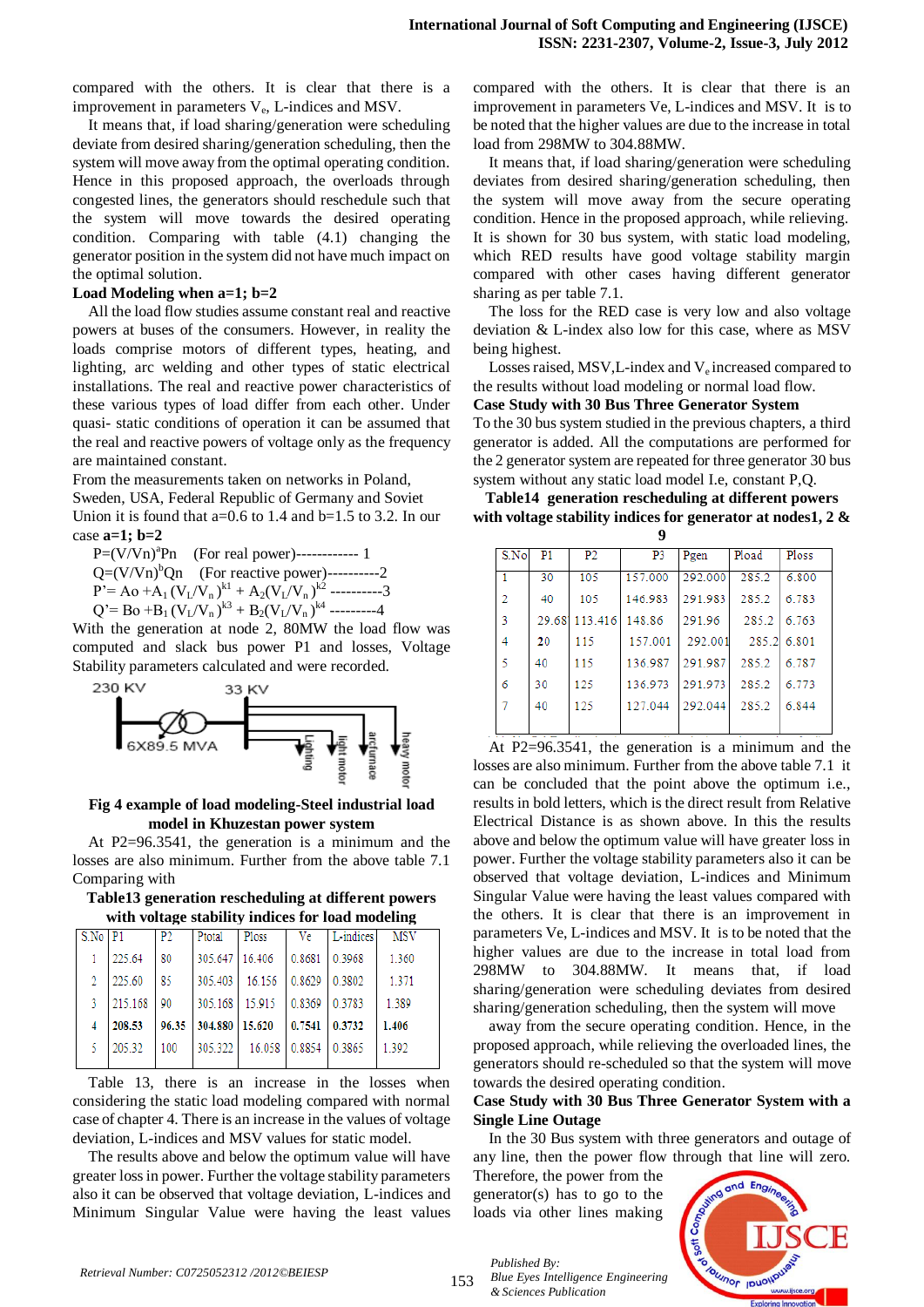compared with the others. It is clear that there is a improvement in parameters $V_e$, L-indices and MSV.

It means that, if load sharing/generation were scheduling deviate from desired sharing/generation scheduling, then the system will move away from the optimal operating condition. Hence in this proposed approach, the overloads through congested lines, the generators should reschedule such that the system will move towards the desired operating condition. Comparing with table (4.1) changing the generator position in the system did not have much impact on the optimal solution.

**Load Modeling when a=1; b=2**

All the load flow studies assume constant real and reactive powers at buses of the consumers. However, in reality the loads comprise motors of different types, heating, and lighting, arc welding and other types of static electrical installations. The real and reactive power characteristics of these various types of load differ from each other. Under quasi- static conditions of operation it can be assumed that the real and reactive powers of voltage only as the frequency are maintained constant.

From the measurements taken on networks in Poland, Sweden, USA, Federal Republic of Germany and Soviet Union it is found that a=0.6 to 1.4 and b=1.5 to 3.2. In our case **a=1; b=2**

$P=(V/Vn)^a Pn$ (For real power)------------ 1

$Q=(V/Vn)^b Qn$ (For reactive power)----------2

$P' = Ao + A_1 (V_L/V_n)^{k1} + A_2(V_L/V_n)^{k2}$ ----------3

$Q' = Bo + B_1 (V_L/V_n)^{k3} + B_2(V_L/V_n)^{k4}$ ---------4

With the generation at node 2, 80MW the load flow was computed and slack bus power P1 and losses, Voltage Stability parameters calculated and were recorded.

230 KV

33 KV

6X89.5 MVA

Lighting

light motor

arcfurnace

heavy motor

**Fig 4 example of load modeling-Steel industrial load model in Khuzestan power system**

At P2=96.3541, the generation is a minimum and the losses are also minimum. Further from the above table 7.1 Comparing with

**Table13 generation rescheduling at different powers with voltage stability indices for load modeling**

| S.No | P1 | P2 | Ptotal | Ploss | Ve | L-indices | MSV |
|---|---|---|---|---|---|---|---|
| 1 | 225.64 | 80 | 305.647 | 16.406 | 0.8681 | 0.3968 | 1.360 |
| 2 | 225.60 | 85 | 305.403 | 16.156 | 0.8629 | 0.3802 | 1.371 |
| 3 | 215.168 | 90 | 305.168 | 15.915 | 0.8369 | 0.3783 | 1.389 |
| 4 | **208.53** | **96.35** | **304.880** | **15.620** | **0.7541** | **0.3732** | **1.406** |
| 5 | 205.32 | 100 | 305.322 | 16.058 | 0.8854 | 0.3865 | 1.392 |

Table 13, there is an increase in the losses when considering the static load modeling compared with normal case of chapter 4. There is an increase in the values of voltage deviation, L-indices and MSV values for static model.

The results above and below the optimum value will have greater loss in power. Further the voltage stability parameters also it can be observed that voltage deviation, L-indices and Minimum Singular Value were having the least values compared with the others. It is clear that there is an improvement in parameters Ve, L-indices and MSV. It is to be noted that the higher values are due to the increase in total load from 298MW to 304.88MW.

It means that, if load sharing/generation were scheduling deviates from desired sharing/generation scheduling, then the system will move away from the secure operating condition. Hence in the proposed approach, while relieving. It is shown for 30 bus system, with static load modeling, which RED results have good voltage stability margin compared with other cases having different generator sharing as per table 7.1.

The loss for the RED case is very low and also voltage deviation & L-index also low for this case, where as MSV being highest.

Losses raised, MSV,L-index and $V_e$ increased compared to the results without load modeling or normal load flow.

**Case Study with 30 Bus Three Generator System**

To the 30 bus system studied in the previous chapters, a third generator is added. All the computations are performed for the 2 generator system are repeated for three generator 30 bus system without any static load model I.e, constant P,Q.

**Table14 generation rescheduling at different powers with voltage stability indices for generator at nodes1, 2 & 9**

| S.No | P1 | P2 | P3 | Pgen | Pload | Ploss |
|---|---|---|---|---|---|---|
| 1 | 30 | 105 | 157.000 | 292.000 | 285.2 | 6.800 |
| 2 | 40 | 105 | 146.983 | 291.983 | 285.2 | 6.783 |
| 3 | 29.68 | 113.416 | 148.86 | 291.96 | 285.2 | 6.763 |
| 4 | **20** | 115 | 157.001 | 292.001 | 285.2 | 6.801 |
| 5 | 40 | 115 | 136.987 | 291.987 | 285.2 | 6.787 |
| 6 | 30 | 125 | 136.973 | 291.973 | 285.2 | 6.773 |
| 7 | 40 | 125 | 127.044 | 292.044 | 285.2 | 6.844 |

At P2=96.3541, the generation is a minimum and the losses are also minimum. Further from the above table 7.1 it can be concluded that the point above the optimum i.e., results in bold letters, which is the direct result from Relative Electrical Distance is as shown above. In this the results above and below the optimum value will have greater loss in power. Further the voltage stability parameters also it can be observed that voltage deviation, L-indices and Minimum Singular Value were having the least values compared with the others. It is clear that there is an improvement in parameters Ve, L-indices and MSV. It is to be noted that the higher values are due to the increase in total load from 298MW to 304.88MW. It means that, if load sharing/generation were scheduling deviates from desired sharing/generation scheduling, then the system will move away from the secure operating condition. Hence, in the proposed approach, while relieving the overloaded lines, the generators should re-scheduled so that the system will move towards the desired operating condition.

**Case Study with 30 Bus Three Generator System with a Single Line Outage**

In the 30 Bus system with three generators and outage of any line, then the power flow through that line will zero. Therefore, the power from the generator(s) has to go to the loads via other lines making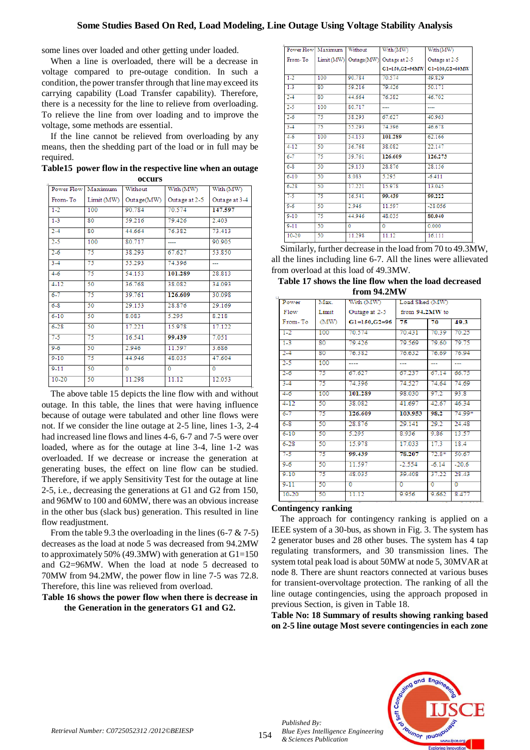some lines over loaded and other getting under loaded.

When a line is overloaded, there will be a decrease in voltage compared to pre-outage condition. In such a condition, the power transfer through that line may exceed its carrying capability (Load Transfer capability). Therefore, there is a necessity for the line to relieve from overloading. To relieve the line from over loading and to improve the voltage, some methods are essential.

If the line cannot be relieved from overloading by any means, then the shedding part of the load or in full may be required.

**Table15 power flow in the respective line when an outage occurs**

| Power Flow From- To | Maximum Limit (MW) | Without Outage(MW) | With (MW) Outage at 2-5 | With (MW) Outage at 3-4 |
|---|---|---|---|---|
| 1-2 | 100 | 90.784 | 70.574 | **147.597** |
| 1-3 | 80 | 59.216 | 79.426 | 2.403 |
| 2-4 | 80 | 44.664 | 76.382 | 73.413 |
| 2-5 | 100 | 80.717 | ---- | 90.905 |
| 2-6 | 75 | 38.293 | 67.627 | 53.850 |
| 3-4 | 75 | 55.293 | 74.396 | --- |
| 4-6 | 75 | 54.153 | **101.289** | 28.813 |
| 4-12 | 50 | 36.768 | 38.082 | 34.093 |
| 6-7 | 75 | 39.761 | **126.609** | 30.098 |
| 6-8 | 50 | 29.153 | 28.876 | 29.169 |
| 6-10 | 50 | 8.083 | 5.295 | 8.218 |
| 6-28 | 50 | 17.221 | 15.978 | 17.122 |
| 7-5 | 75 | 16.541 | **99.439** | 7.051 |
| 9-6 | 50 | 2.946 | 11.597 | 3.686 |
| 9-10 | 75 | 44.946 | 48.035 | 47.604 |
| 9-11 | 50 | 0 | 0 | 0 |
| 10-20 | 50 | 11.298 | 11.12 | 12.053 |

The above table 15 depicts the line flow with and without outage. In this table, the lines that were having influence because of outage were tabulated and other line flows were not. If we consider the line outage at 2-5 line, lines 1-3, 2-4 had increased line flows and lines 4-6, 6-7 and 7-5 were over loaded, where as for the outage at line 3-4, line 1-2 was overloaded. If we decrease or increase the generation at generating buses, the effect on line flow can be studied. Therefore, if we apply Sensitivity Test for the outage at line 2-5, i.e., decreasing the generations at G1 and G2 from 150, and 96MW to 100 and 60MW, there was an obvious increase in the other bus (slack bus) generation. This resulted in line flow readjustment.

From the table 9.3 the overloading in the lines (6-7 & 7-5) decreases as the load at node 5 was decreased from 94.2MW to approximately 50% (49.3MW) with generation at G1=150 and G2=96MW. When the load at node 5 decreased to 70MW from 94.2MW, the power flow in line 7-5 was 72.8. Therefore, this line was relieved from overload.

**Table 16 shows the power flow when there is decrease in the Generation in the generators G1 and G2.**

| Power Flow From- To | Maximum Limit (MW) | Without Outage(MW) | With (MW) Outage at 2-5 G1=150,G2=96MW | With (MW) Outage at 2-5 G1=100,G2=60MW |
|---|---|---|---|---|
| 1-2 | 100 | 90.784 | 70.574 | 49.829 |
| 1-3 | 80 | 59.216 | 79.426 | 50.171 |
| 2-4 | 80 | 44.664 | 76.382 | 46.702 |
| 2-5 | 100 | 80.717 | ---- | ---- |
| 2-6 | 75 | 38.293 | 67.627 | 40.963 |
| 3-4 | 75 | 55.293 | 74.396 | 46.678 |
| 4-6 | 100 | 54.153 | **101.289** | 62.166 |
| 4-12 | 50 | 36.768 | 38.082 | 22.147 |
| 6-7 | 75 | 39.761 | **126.609** | **126.273** |
| 6-8 | 50 | 29.153 | 28.876 | 28.156 |
| 6-10 | 50 | 8.083 | 5.295 | -6.411 |
| 6-28 | 50 | 17.221 | 15.978 | 13.045 |
| 7-5 | 75 | 16.541 | **99.439** | **99.222** |
| 9-6 | 50 | 2.946 | 11.597 | -28.056 |
| 9-10 | 75 | 44.946 | 48.035 | **80.040** |
| 9-11 | 50 | 0 | 0 | 0.000 |
| 10-20 | 50 | 11.298 | 11.12 | 16.111 |

Similarly, further decrease in the load from 70 to 49.3MW, all the lines including line 6-7. All the lines were alleviated from overload at this load of 49.3MW.

**Table 17 shows the line flow when the load decreased from 94.2MW**

| Power Flow From- To | Max. Limit (MW) | With (MW) Outage at 2-5 G1=150,G2=96 | Load Shed (MW) from 94.2MW to 75 | 70 | 49.3 |
|---|---|---|---|---|---|
| 1-2 | 100 | 70.574 | 70.431 | 70.39 | 70.25 |
| 1-3 | 80 | 79.426 | 79.569 | 79.60 | 79.75 |
| 2-4 | 80 | 76.382 | 76.632 | 76.69 | 76.94 |
| 2-5 | 100 | ---- | --- | --- | --- |
| 2-6 | 75 | 67.627 | 67.237 | 67.14 | 66.75 |
| 3-4 | 75 | 74.396 | 74.527 | 74.64 | 74.69 |
| 4-6 | 100 | **101.289** | 98.030 | 97.2 | 93.8 |
| 4-12 | 50 | 38.082 | 41.697 | 42.67 | 46.34 |
| 6-7 | 75 | **126.609** | **103.953** | **98.2** | 74.99* |
| 6-8 | 50 | 28.876 | 29.141 | 29.2 | 24.48 |
| 6-10 | 50 | 5.295 | 8.936 | 9.86 | 13.57 |
| 6-28 | 50 | 15.978 | 17.033 | 17.3 | 18.4 |
| 7-5 | 75 | **99.439** | **78.207** | 72.8* | 50.67 |
| 9-6 | 50 | 11.597 | -2.554 | -6.14 | -20.6 |
| 9-10 | 75 | 48.035 | 39.408 | 37.22 | 28.43 |
| 9-11 | 50 | 0 | 0 | 0 | 0 |
| 10-20 | 50 | 11.12 | 9.956 | 9.662 | 8.477 |

**Contingency ranking**

The approach for contingency ranking is applied on a IEEE system of a 30-bus, as shown in Fig. 3. The system has 2 generator buses and 28 other buses. The system has 4 tap regulating transformers, and 30 transmission lines. The system total peak load is about 50MW at node 5, 30MVAR at node 8. There are shunt reactors connected at various buses for transient-overvoltage protection. The ranking of all the line outage contingencies, using the approach proposed in previous Section, is given in Table 18.

**Table No: 18 Summary of results showing ranking based on 2-5 line outage Most severe contingencies in each zone**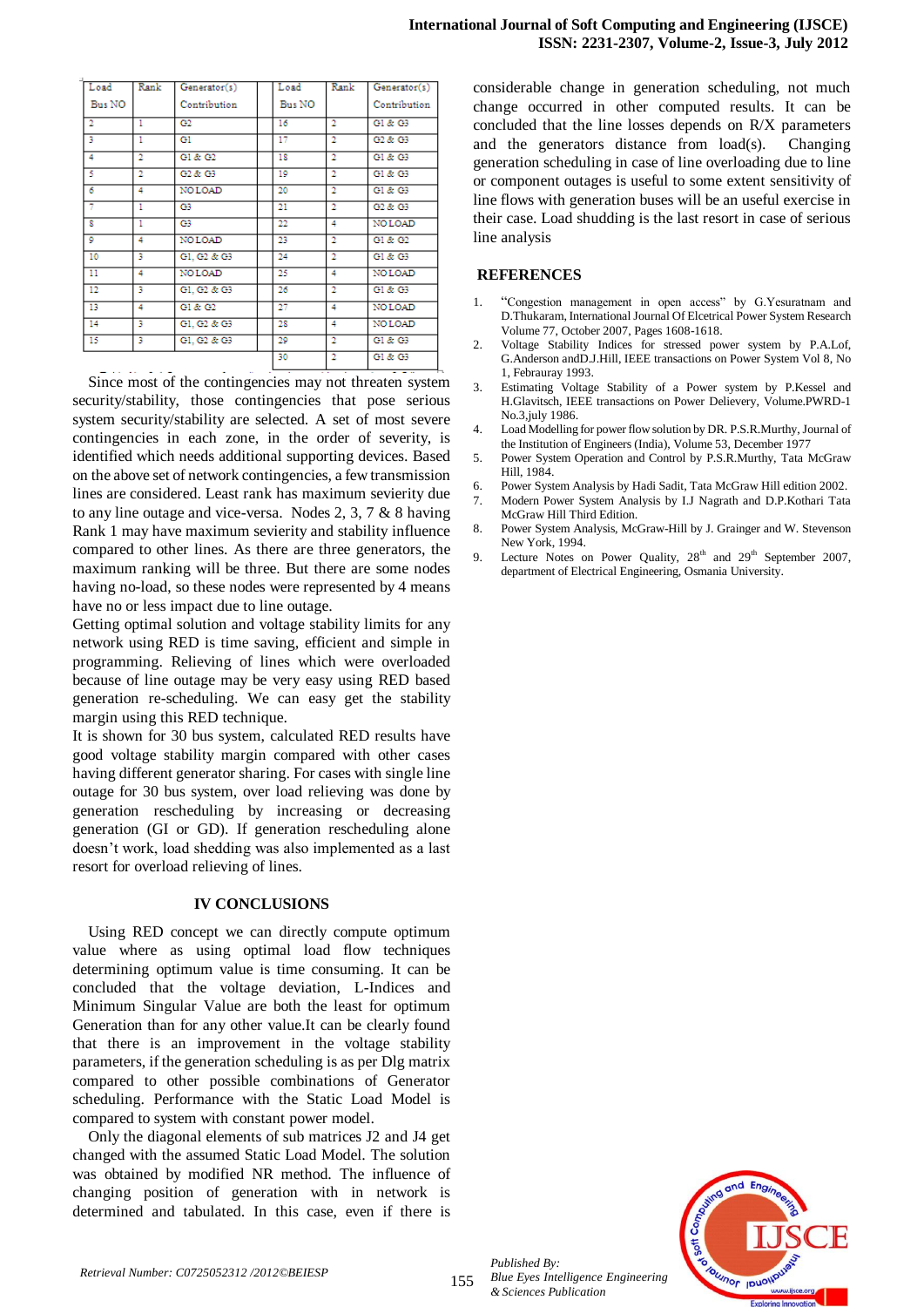| Load Bus NO | Rank | Generator(s) Contribution | | Load Bus NO | Rank | Generator(s) Contribution |
|---|---|---|---|---|---|---|
| 2 | 1 | G2 | | 16 | 2 | G1 & G3 |
| 3 | 1 | G1 | | 17 | 2 | G2 & G3 |
| 4 | 2 | G1 & G2 | | 18 | 2 | G1 & G3 |
| 5 | 2 | G2 & G3 | | 19 | 2 | G1 & G3 |
| 6 | 4 | NO LOAD | | 20 | 2 | G1 & G3 |
| 7 | 1 | G3 | | 21 | 2 | G2 & G3 |
| 8 | 1 | G3 | | 22 | 4 | NO LOAD |
| 9 | 4 | NO LOAD | | 23 | 2 | G1 & G2 |
| 10 | 3 | G1, G2 & G3 | | 24 | 2 | G1 & G3 |
| 11 | 4 | NO LOAD | | 25 | 4 | NO LOAD |
| 12 | 3 | G1, G2 & G3 | | 26 | 2 | G1 & G3 |
| 13 | 4 | G1 & G2 | | 27 | 4 | NO LOAD |
| 14 | 3 | G1, G2 & G3 | | 28 | 4 | NO LOAD |
| 15 | 3 | G1, G2 & G3 | | 29 | 2 | G1 & G3 |
| | | | | 30 | 2 | G1 & G3 |

Since most of the contingencies may not threaten system security/stability, those contingencies that pose serious system security/stability are selected. A set of most severe contingencies in each zone, in the order of severity, is identified which needs additional supporting devices. Based on the above set of network contingencies, a few transmission lines are considered. Least rank has maximum severity due to any line outage and vice-versa. Nodes 2, 3, 7 & 8 having Rank 1 may have maximum severity and stability influence compared to other lines. As there are three generators, the maximum ranking will be three. But there are some nodes having no-load, so these nodes were represented by 4 means have no or less impact due to line outage.

Getting optimal solution and voltage stability limits for any network using RED is time saving, efficient and simple in programming. Relieving of lines which were overloaded because of line outage may be very easy using RED based generation re-scheduling. We can easy get the stability margin using this RED technique.

It is shown for 30 bus system, calculated RED results have good voltage stability margin compared with other cases having different generator sharing. For cases with single line outage for 30 bus system, over load relieving was done by generation rescheduling by increasing or decreasing generation (GI or GD). If generation rescheduling alone doesn't work, load shedding was also implemented as a last resort for overload relieving of lines.

## IV CONCLUSIONS

Using RED concept we can directly compute optimum value where as using optimal load flow techniques determining optimum value is time consuming. It can be concluded that the voltage deviation, L-Indices and Minimum Singular Value are both the least for optimum Generation than for any other value.It can be clearly found that there is an improvement in the voltage stability parameters, if the generation scheduling is as per Dlg matrix compared to other possible combinations of Generator scheduling. Performance with the Static Load Model is compared to system with constant power model.

Only the diagonal elements of sub matrices J2 and J4 get changed with the assumed Static Load Model. The solution was obtained by modified NR method. The influence of changing position of generation with in network is determined and tabulated. In this case, even if there is considerable change in generation scheduling, not much change occurred in other computed results. It can be concluded that the line losses depends on R/X parameters and the generators distance from load(s). Changing generation scheduling in case of line overloading due to line or component outages is useful to some extent sensitivity of line flows with generation buses will be an useful exercise in their case. Load shudding is the last resort in case of serious line analysis

## REFERENCES

1. "Congestion management in open access" by G.Yesuratnam and D.Thukaram, International Journal Of Elcetrical Power System Research Volume 77, October 2007, Pages 1608-1618.
2. Voltage Stability Indices for stressed power system by P.A.Lof, G.Anderson andD.J.Hill, IEEE transactions on Power System Vol 8, No 1, Febrauray 1993.
3. Estimating Voltage Stability of a Power system by P.Kessel and H.Glavitsch, IEEE transactions on Power Delievery, Volume.PWRD-1 No.3,july 1986.
4. Load Modelling for power flow solution by DR. P.S.R.Murthy, Journal of the Institution of Engineers (India), Volume 53, December 1977
5. Power System Operation and Control by P.S.R.Murthy, Tata McGraw Hill, 1984.
6. Power System Analysis by Hadi Sadit, Tata McGraw Hill edition 2002.
7. Modern Power System Analysis by I.J Nagrath and D.P.Kothari Tata McGraw Hill Third Edition.
8. Power System Analysis, McGraw-Hill by J. Grainger and W. Stevenson New York, 1994.
9. Lecture Notes on Power Quality, 28th and 29th September 2007, department of Electrical Engineering, Osmania University.